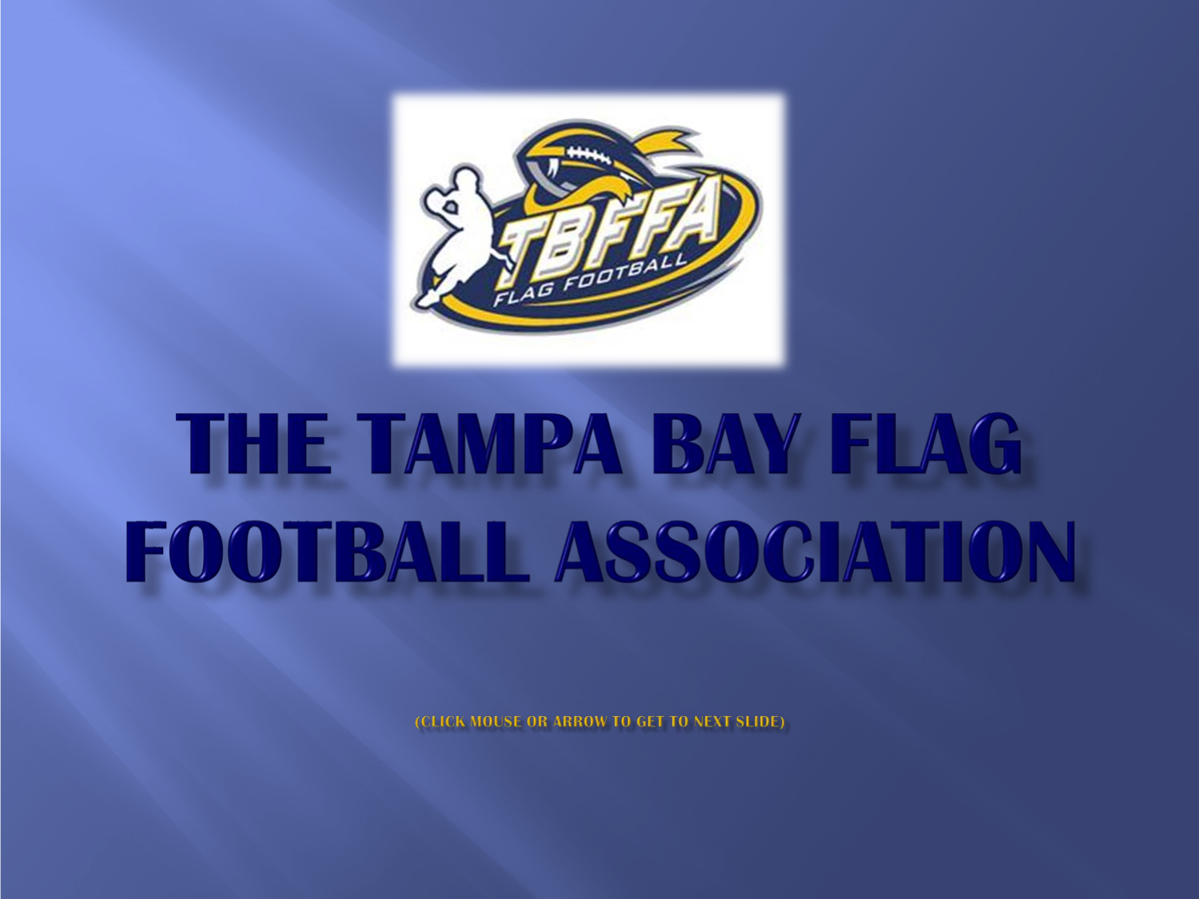# THE TAMPA BAY FLAG FOOTBALL ASSOCIATION

(CLICK MOUSE OR ARROW TO GET TO NEXT SLIDE)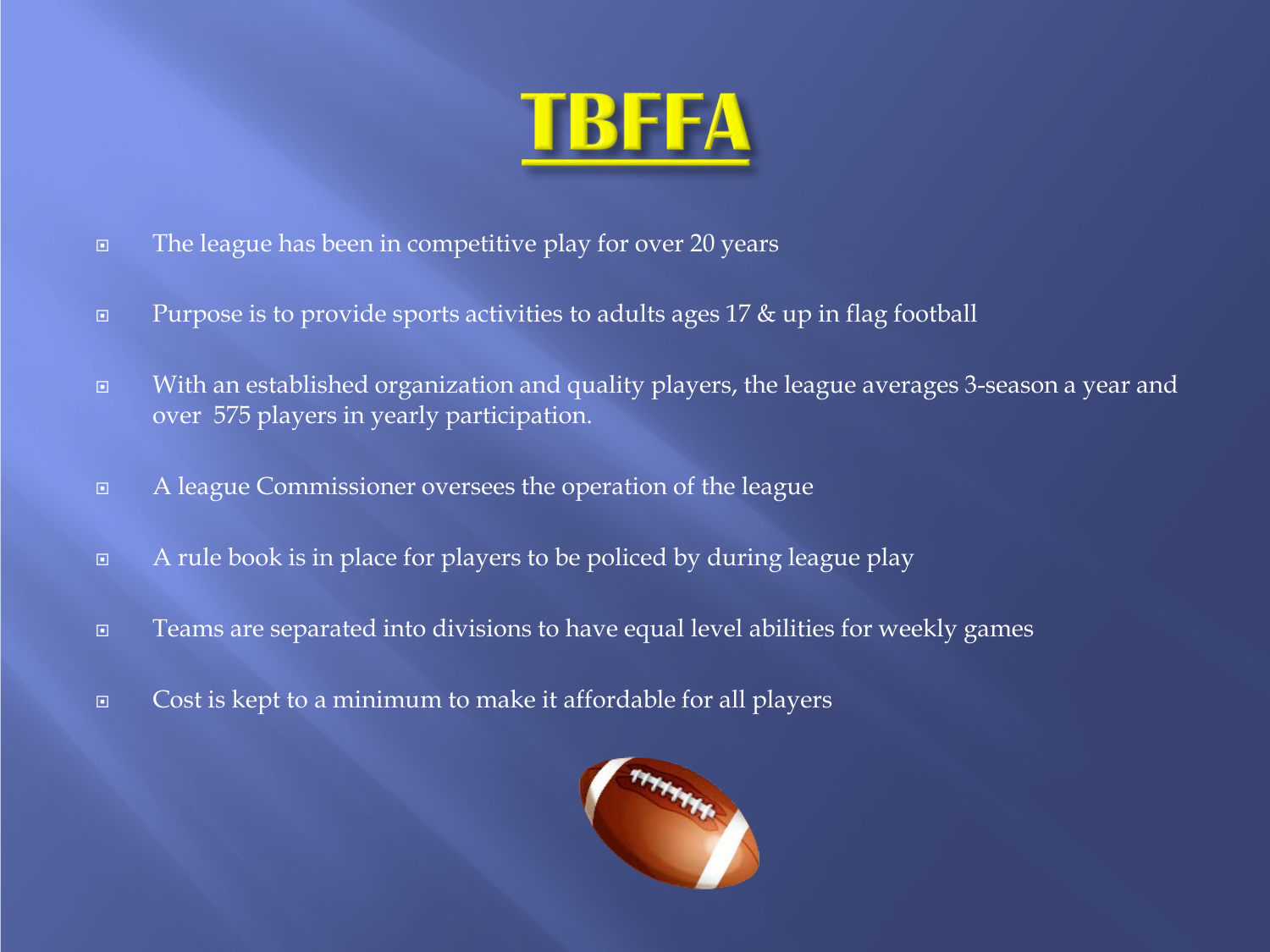# TBFFA

- The league has been in competitive play for over 20 years
- Purpose is to provide sports activities to adults ages 17 & up in flag football
- With an established organization and quality players, the league averages 3-season a year and over 575 players in yearly participation.
- A league Commissioner oversees the operation of the league
- A rule book is in place for players to be policed by during league play
- Teams are separated into divisions to have equal level abilities for weekly games
- Cost is kept to a minimum to make it affordable for all players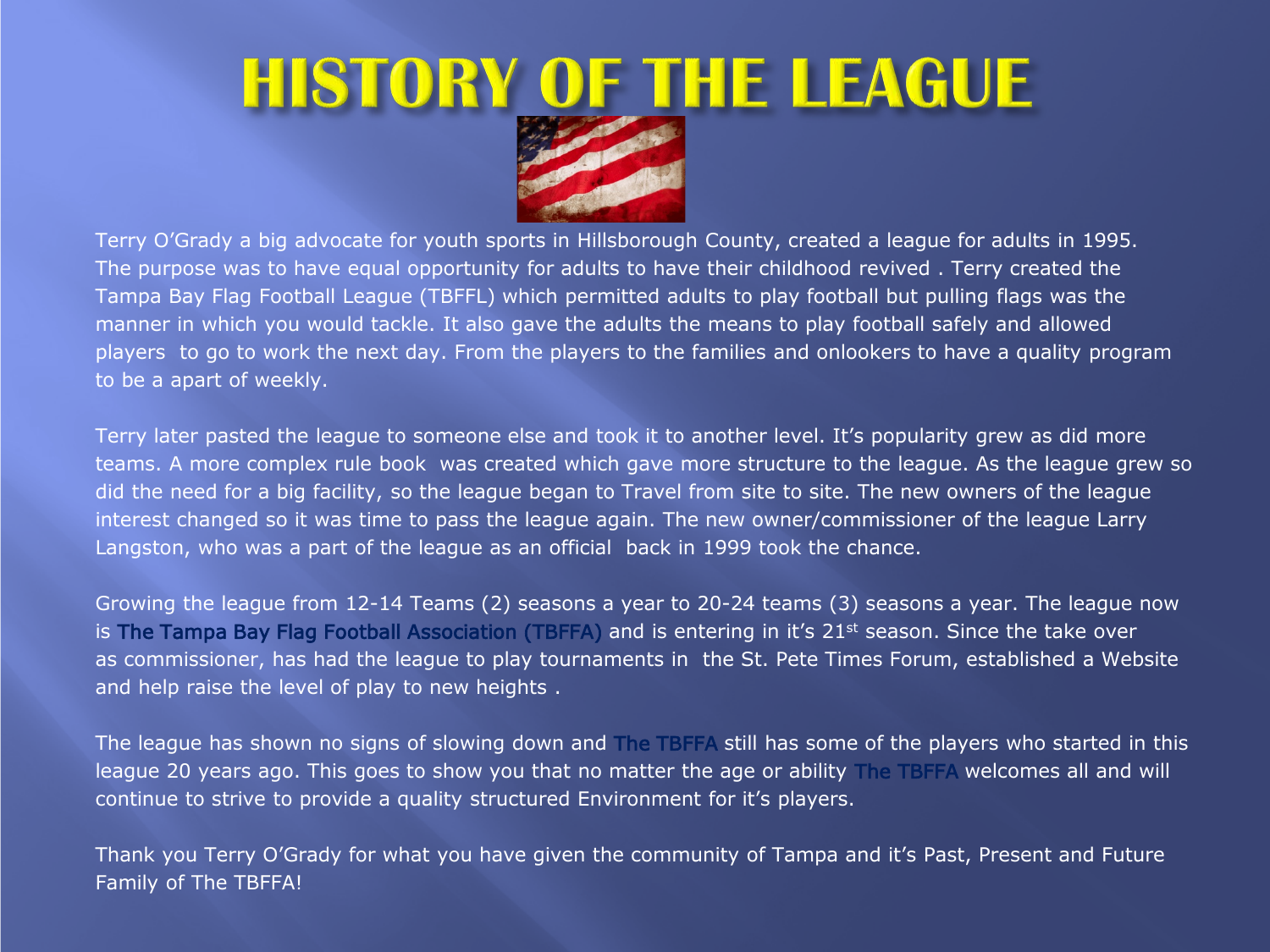# HISTORY OF THE LEAGUE

Terry O'Grady a big advocate for youth sports in Hillsborough County, created a league for adults in 1995. The purpose was to have equal opportunity for adults to have their childhood revived . Terry created the Tampa Bay Flag Football League (TBFFL) which permitted adults to play football but pulling flags was the manner in which you would tackle. It also gave the adults the means to play football safely and allowed players to go to work the next day. From the players to the families and onlookers to have a quality program to be a apart of weekly.

Terry later pasted the league to someone else and took it to another level. It's popularity grew as did more teams. A more complex rule book was created which gave more structure to the league. As the league grew so did the need for a big facility, so the league began to Travel from site to site. The new owners of the league interest changed so it was time to pass the league again. The new owner/commissioner of the league Larry Langston, who was a part of the league as an official back in 1999 took the chance.

Growing the league from 12-14 Teams (2) seasons a year to 20-24 teams (3) seasons a year. The league now is The Tampa Bay Flag Football Association (TBFFA) and is entering in it's 21st season. Since the take over as commissioner, has had the league to play tournaments in the St. Pete Times Forum, established a Website and help raise the level of play to new heights .

The league has shown no signs of slowing down and The TBFFA still has some of the players who started in this league 20 years ago. This goes to show you that no matter the age or ability The TBFFA welcomes all and will continue to strive to provide a quality structured Environment for it's players.

Thank you Terry O'Grady for what you have given the community of Tampa and it's Past, Present and Future Family of The TBFFA!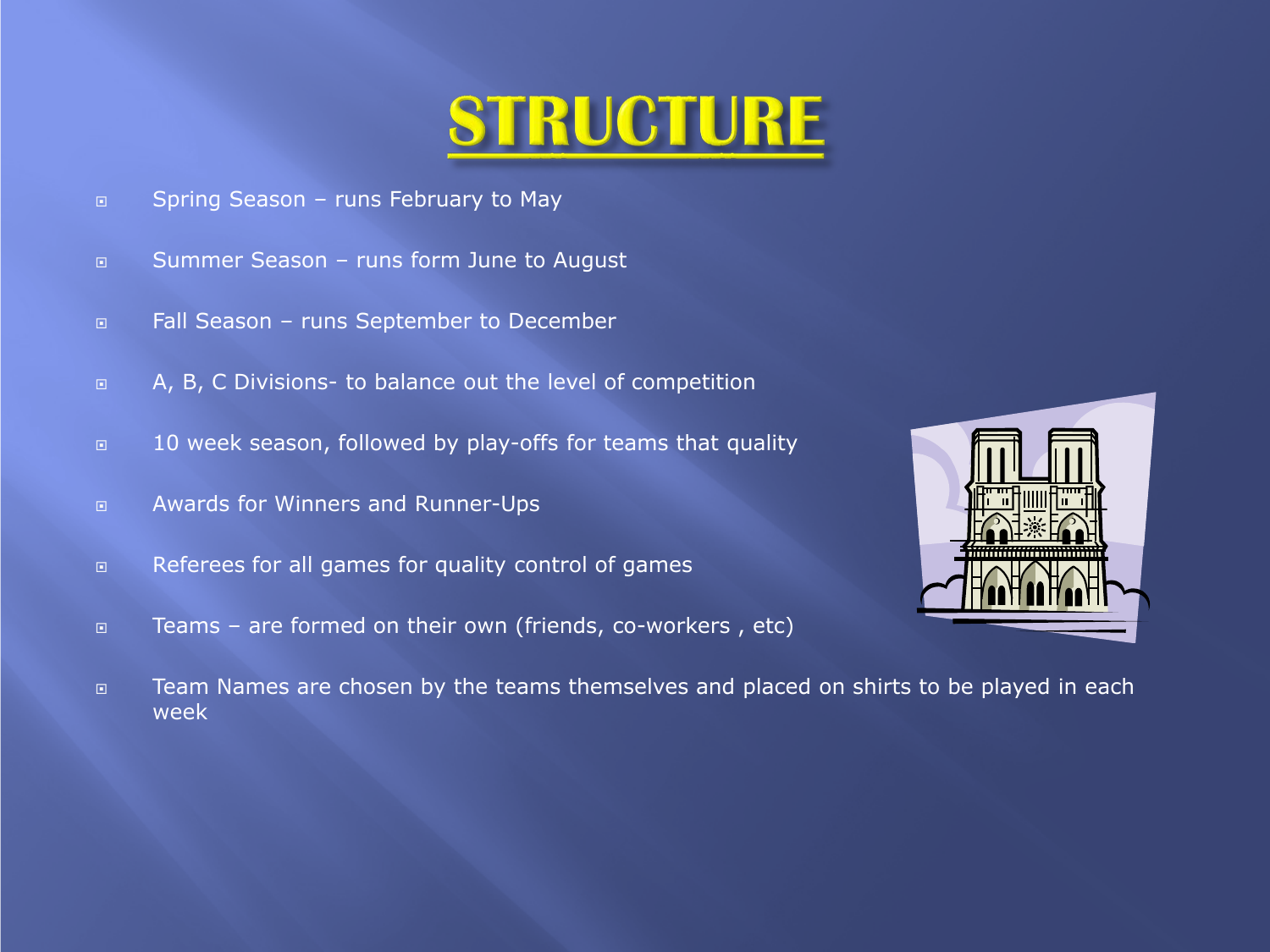# STRUCTURE

- Spring Season – runs February to May
- Summer Season – runs form June to August
- Fall Season – runs September to December
- A, B, C Divisions- to balance out the level of competition
- 10 week season, followed by play-offs for teams that quality
- Awards for Winners and Runner-Ups
- Referees for all games for quality control of games
- Teams – are formed on their own (friends, co-workers , etc)
- Team Names are chosen by the teams themselves and placed on shirts to be played in each week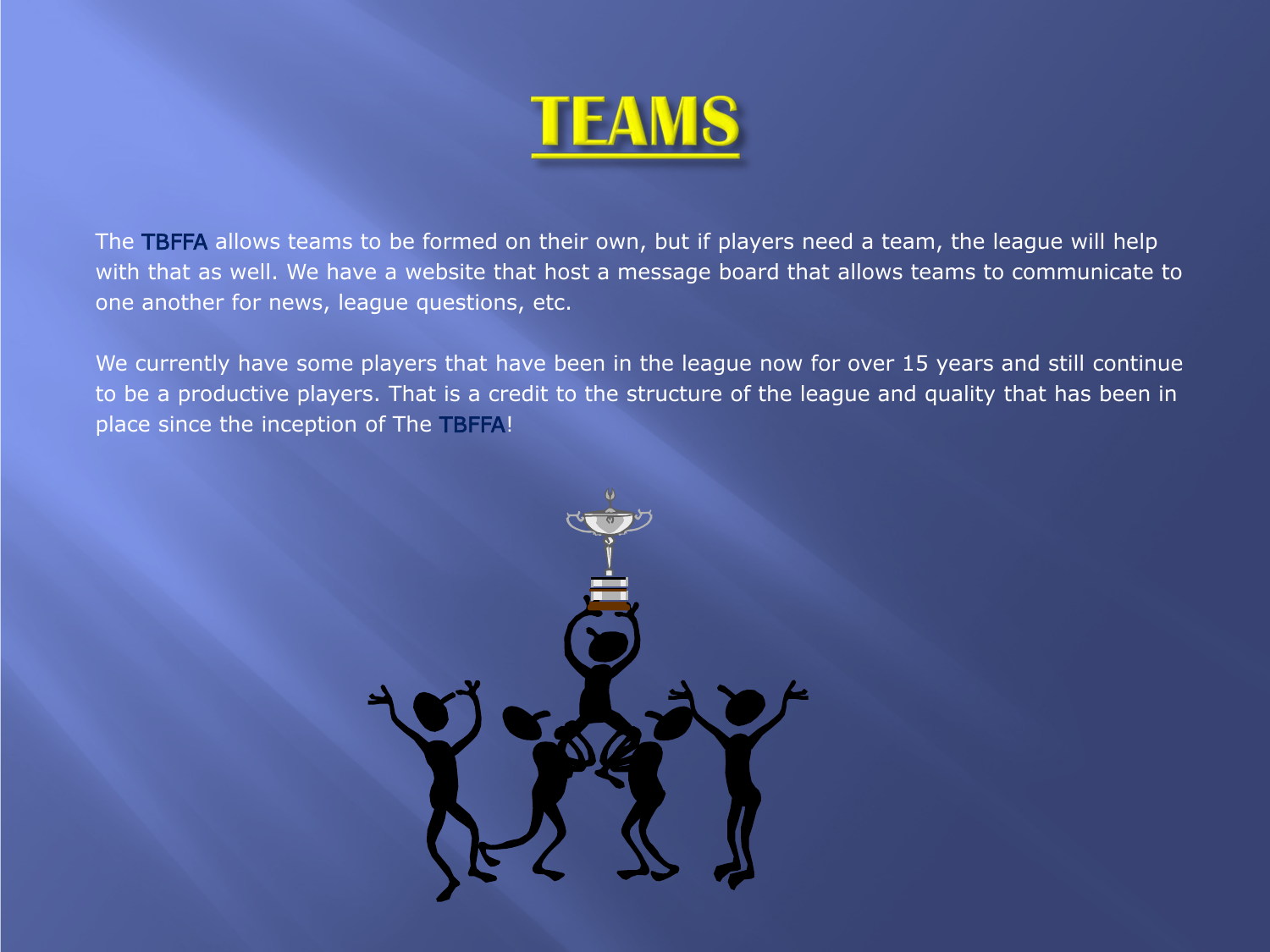# TEAMS

The TBFFA allows teams to be formed on their own, but if players need a team, the league will help with that as well. We have a website that host a message board that allows teams to communicate to one another for news, league questions, etc.

We currently have some players that have been in the league now for over 15 years and still continue to be a productive players. That is a credit to the structure of the league and quality that has been in place since the inception of The TBFFA!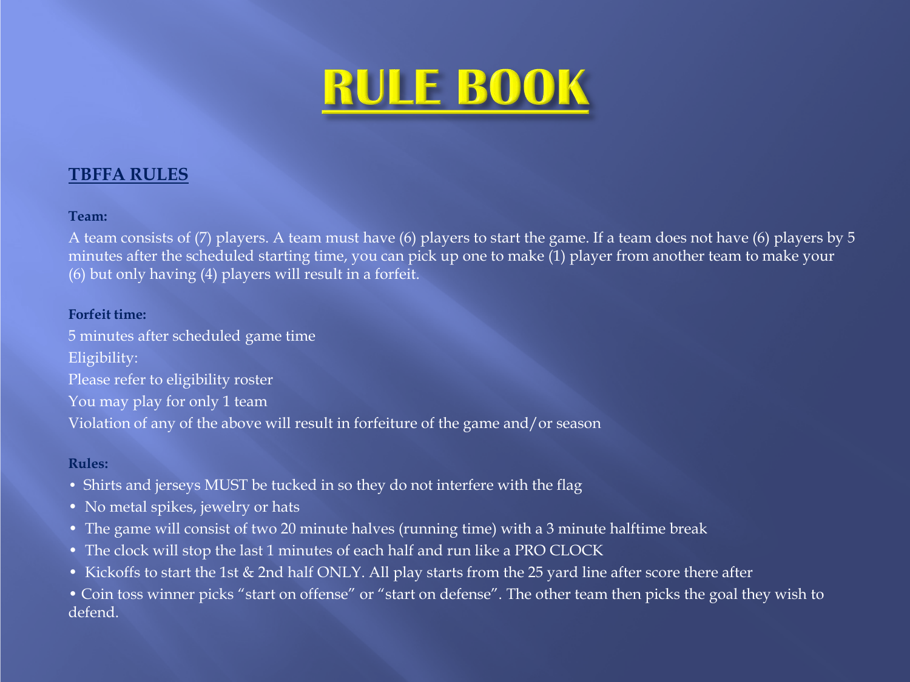# RULE BOOK

## TBFFA RULES

**Team:**

A team consists of (7) players. A team must have (6) players to start the game. If a team does not have (6) players by 5 minutes after the scheduled starting time, you can pick up one to make (1) player from another team to make your (6) but only having (4) players will result in a forfeit.

**Forfeit time:**

5 minutes after scheduled game time

Eligibility:

Please refer to eligibility roster

You may play for only 1 team

Violation of any of the above will result in forfeiture of the game and/or season

**Rules:**

- Shirts and jerseys MUST be tucked in so they do not interfere with the flag
- No metal spikes, jewelry or hats
- The game will consist of two 20 minute halves (running time) with a 3 minute halftime break
- The clock will stop the last 1 minutes of each half and run like a PRO CLOCK
- Kickoffs to start the 1st & 2nd half ONLY. All play starts from the 25 yard line after score there after
- Coin toss winner picks “start on offense” or “start on defense”. The other team then picks the goal they wish to defend.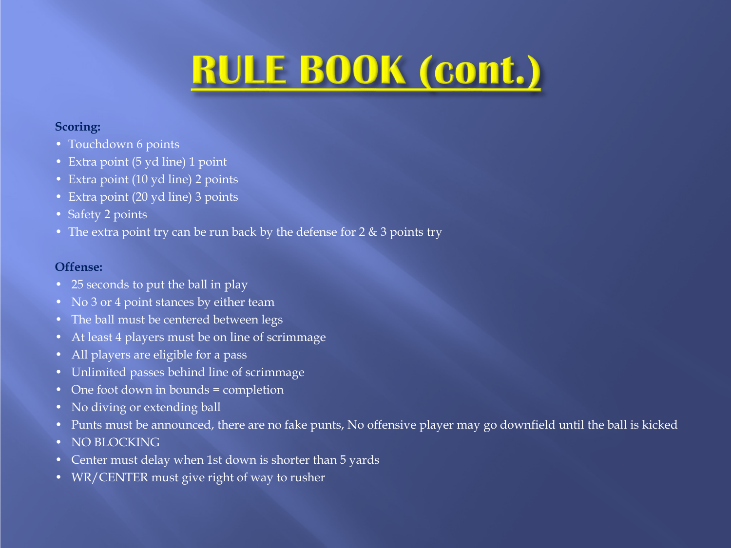# RULE BOOK (cont.)

**Scoring:**

- Touchdown 6 points
- Extra point (5 yd line) 1 point
- Extra point (10 yd line) 2 points
- Extra point (20 yd line) 3 points
- Safety 2 points
- The extra point try can be run back by the defense for 2 & 3 points try

**Offense:**

- 25 seconds to put the ball in play
- No 3 or 4 point stances by either team
- The ball must be centered between legs
- At least 4 players must be on line of scrimmage
- All players are eligible for a pass
- Unlimited passes behind line of scrimmage
- One foot down in bounds = completion
- No diving or extending ball
- Punts must be announced, there are no fake punts, No offensive player may go downfield until the ball is kicked
- NO BLOCKING
- Center must delay when 1st down is shorter than 5 yards
- WR/CENTER must give right of way to rusher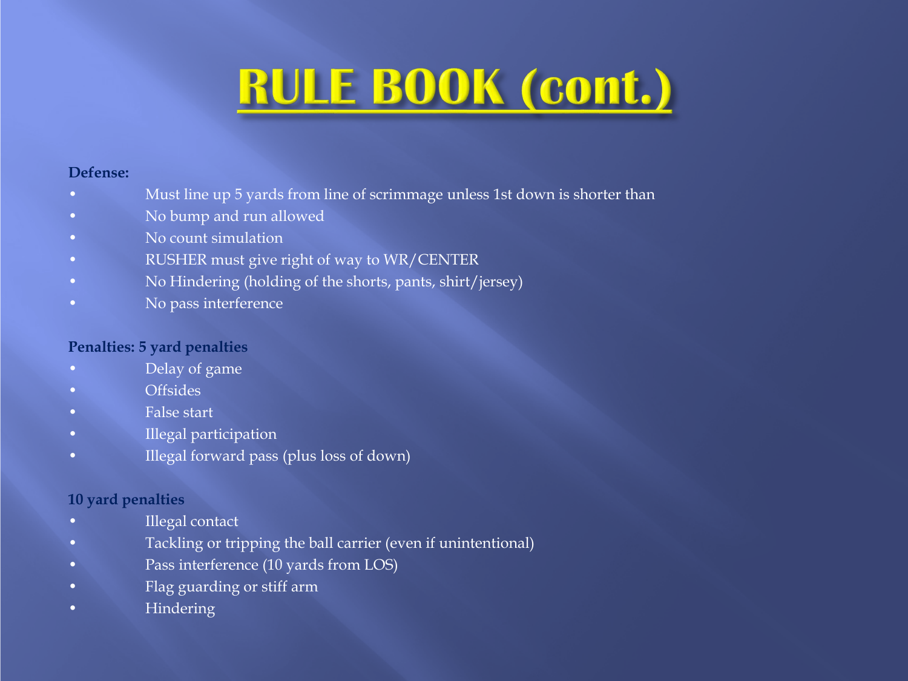# RULE BOOK (cont.)

**Defense:**

- Must line up 5 yards from line of scrimmage unless 1st down is shorter than
- No bump and run allowed
- No count simulation
- RUSHER must give right of way to WR/CENTER
- No Hindering (holding of the shorts, pants, shirt/jersey)
- No pass interference

**Penalties: 5 yard penalties**

- Delay of game
- Offsides
- False start
- Illegal participation
- Illegal forward pass (plus loss of down)

**10 yard penalties**

- Illegal contact
- Tackling or tripping the ball carrier (even if unintentional)
- Pass interference (10 yards from LOS)
- Flag guarding or stiff arm
- Hindering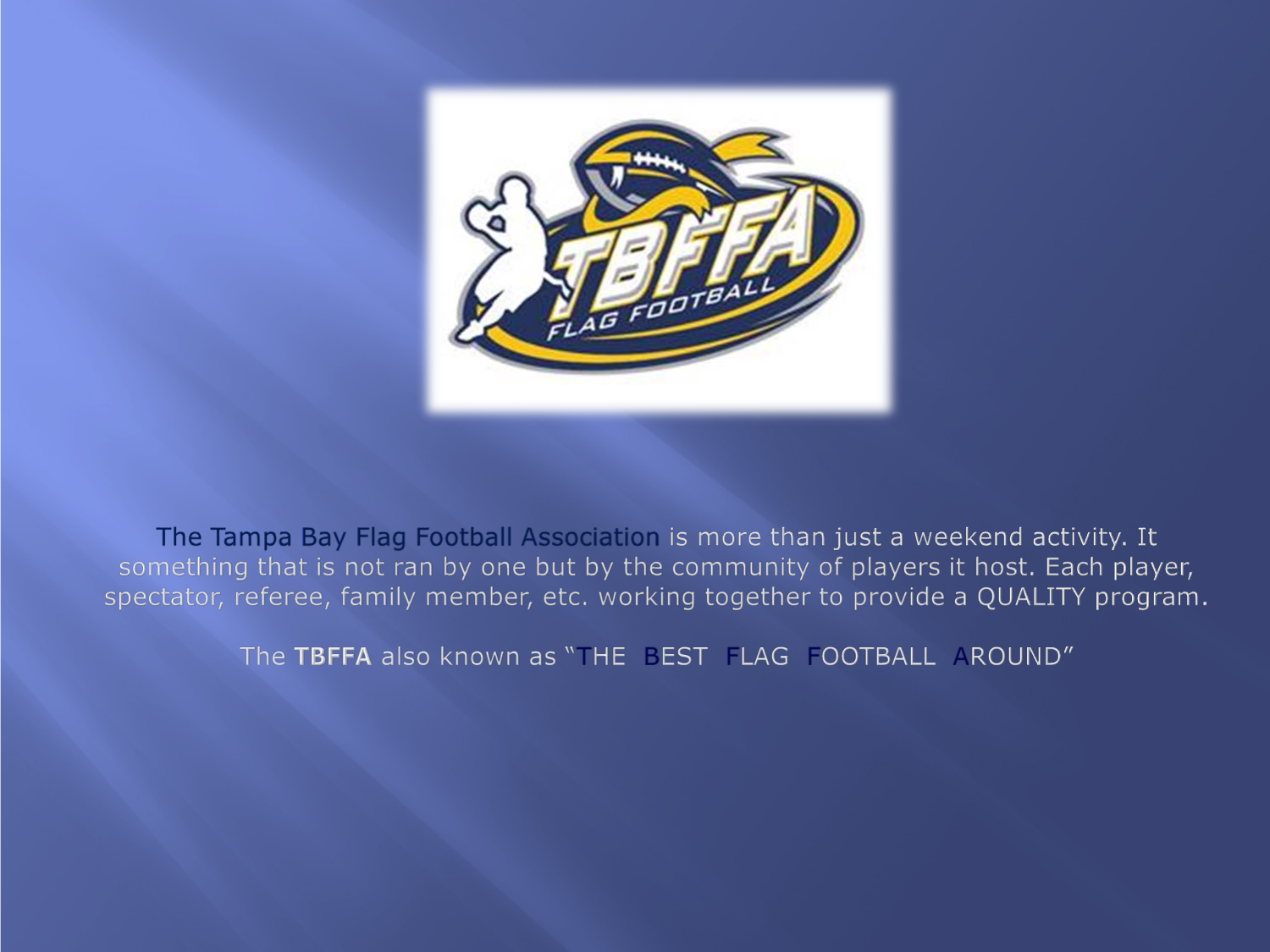The Tampa Bay Flag Football Association is more than just a weekend activity. It something that is not ran by one but by the community of players it host. Each player, spectator, referee, family member, etc. working together to provide a QUALITY program.

The **TBFFA** also known as "THE BEST FLAG FOOTBALL AROUND"